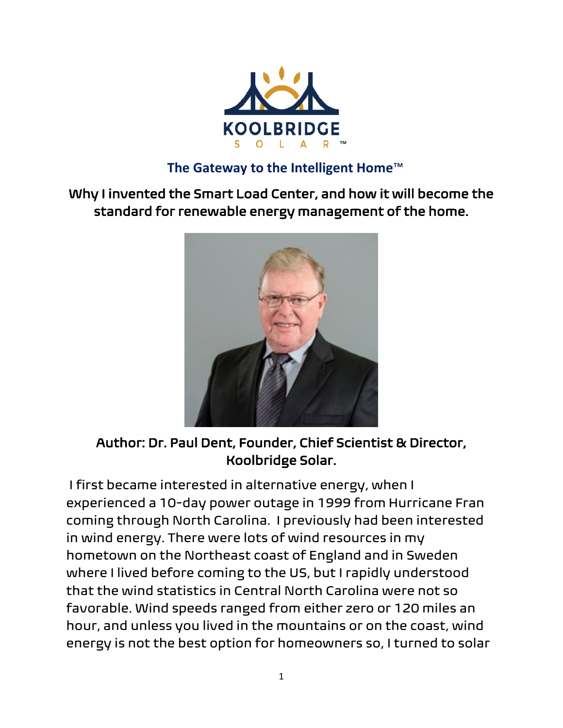KOOLBRIDGE SOLAR™

**The Gateway to the Intelligent Home™**

# Why I invented the Smart Load Center, and how it will become the standard for renewable energy management of the home.

**Author: Dr. Paul Dent, Founder, Chief Scientist & Director, Koolbridge Solar.**

I first became interested in alternative energy, when I experienced a 10-day power outage in 1999 from Hurricane Fran coming through North Carolina. I previously had been interested in wind energy. There were lots of wind resources in my hometown on the Northeast coast of England and in Sweden where I lived before coming to the US, but I rapidly understood that the wind statistics in Central North Carolina were not so favorable. Wind speeds ranged from either zero or 120 miles an hour, and unless you lived in the mountains or on the coast, wind energy is not the best option for homeowners so, I turned to solar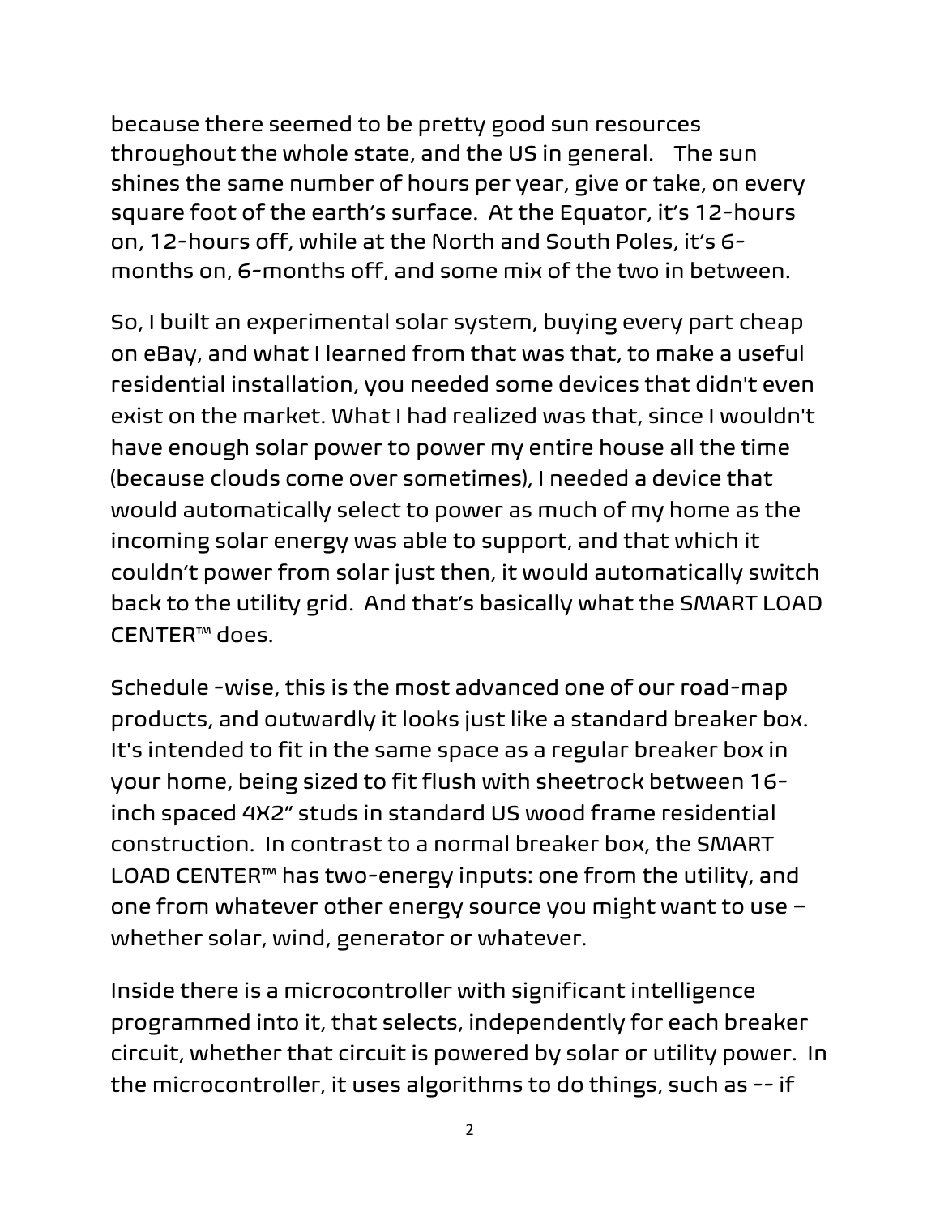because there seemed to be pretty good sun resources throughout the whole state, and the US in general. The sun shines the same number of hours per year, give or take, on every square foot of the earth's surface. At the Equator, it's 12-hours on, 12-hours off, while at the North and South Poles, it's 6-months on, 6-months off, and some mix of the two in between.

So, I built an experimental solar system, buying every part cheap on eBay, and what I learned from that was that, to make a useful residential installation, you needed some devices that didn't even exist on the market. What I had realized was that, since I wouldn't have enough solar power to power my entire house all the time (because clouds come over sometimes), I needed a device that would automatically select to power as much of my home as the incoming solar energy was able to support, and that which it couldn't power from solar just then, it would automatically switch back to the utility grid. And that's basically what the SMART LOAD CENTER™ does.

Schedule -wise, this is the most advanced one of our road-map products, and outwardly it looks just like a standard breaker box. It's intended to fit in the same space as a regular breaker box in your home, being sized to fit flush with sheetrock between 16-inch spaced 4X2" studs in standard US wood frame residential construction. In contrast to a normal breaker box, the SMART LOAD CENTER™ has two-energy inputs: one from the utility, and one from whatever other energy source you might want to use – whether solar, wind, generator or whatever.

Inside there is a microcontroller with significant intelligence programmed into it, that selects, independently for each breaker circuit, whether that circuit is powered by solar or utility power. In the microcontroller, it uses algorithms to do things, such as -- if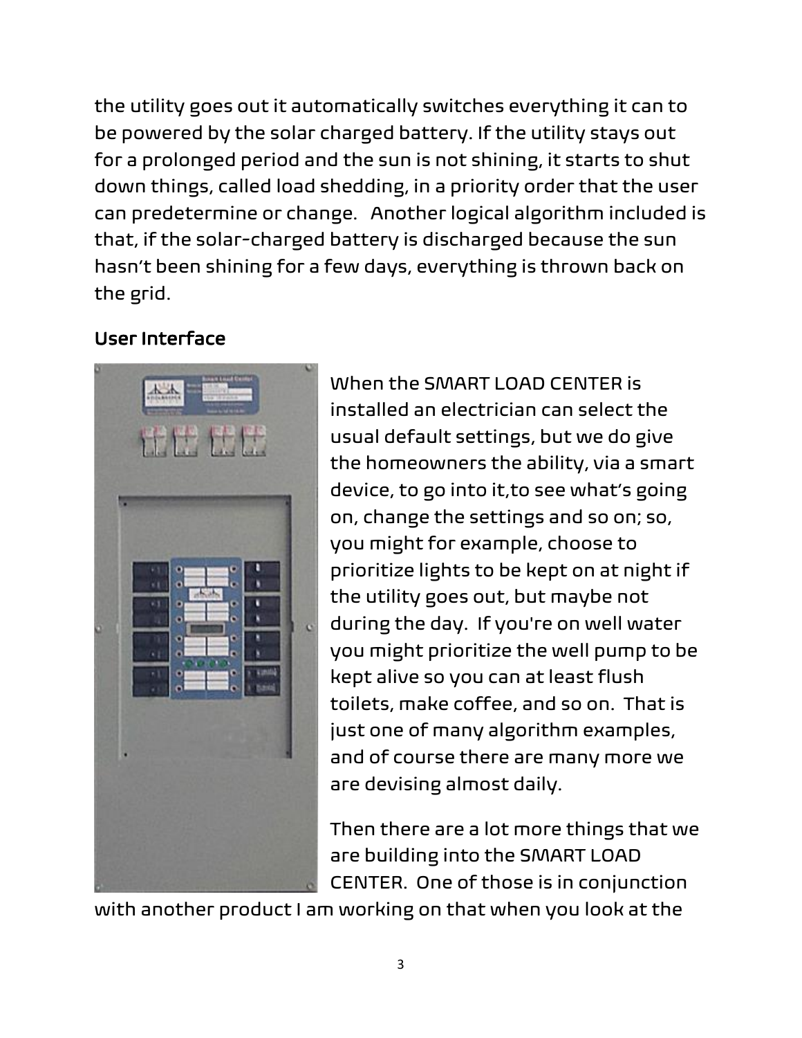the utility goes out it automatically switches everything it can to be powered by the solar charged battery. If the utility stays out for a prolonged period and the sun is not shining, it starts to shut down things, called load shedding, in a priority order that the user can predetermine or change. Another logical algorithm included is that, if the solar-charged battery is discharged because the sun hasn't been shining for a few days, everything is thrown back on the grid.

## User Interface

When the SMART LOAD CENTER is installed an electrician can select the usual default settings, but we do give the homeowners the ability, via a smart device, to go into it,to see what's going on, change the settings and so on; so, you might for example, choose to prioritize lights to be kept on at night if the utility goes out, but maybe not during the day. If you're on well water you might prioritize the well pump to be kept alive so you can at least flush toilets, make coffee, and so on. That is just one of many algorithm examples, and of course there are many more we are devising almost daily.

Then there are a lot more things that we are building into the SMART LOAD CENTER. One of those is in conjunction with another product I am working on that when you look at the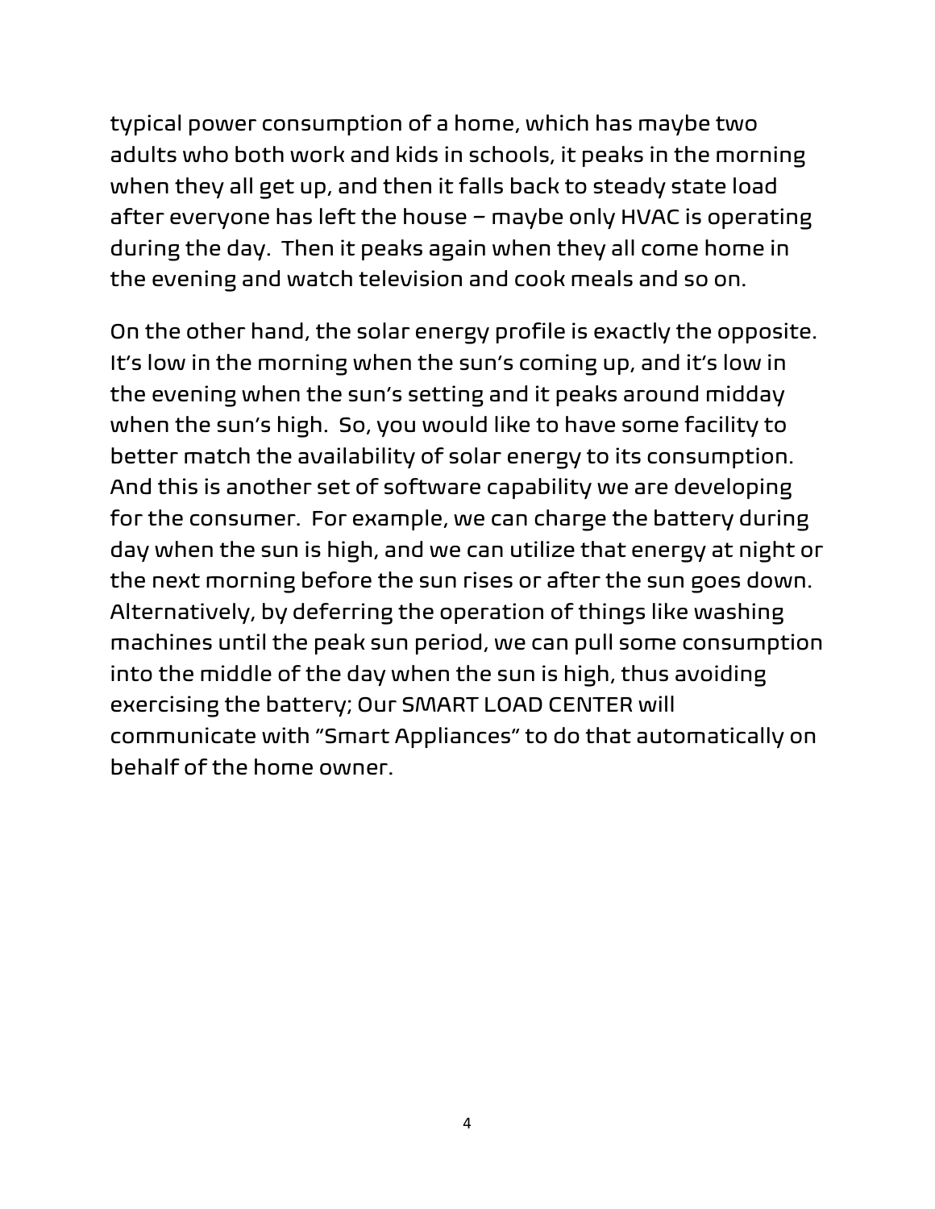typical power consumption of a home, which has maybe two adults who both work and kids in schools, it peaks in the morning when they all get up, and then it falls back to steady state load after everyone has left the house – maybe only HVAC is operating during the day. Then it peaks again when they all come home in the evening and watch television and cook meals and so on.

On the other hand, the solar energy profile is exactly the opposite. It's low in the morning when the sun's coming up, and it's low in the evening when the sun's setting and it peaks around midday when the sun's high. So, you would like to have some facility to better match the availability of solar energy to its consumption. And this is another set of software capability we are developing for the consumer. For example, we can charge the battery during day when the sun is high, and we can utilize that energy at night or the next morning before the sun rises or after the sun goes down. Alternatively, by deferring the operation of things like washing machines until the peak sun period, we can pull some consumption into the middle of the day when the sun is high, thus avoiding exercising the battery; Our SMART LOAD CENTER will communicate with "Smart Appliances" to do that automatically on behalf of the home owner.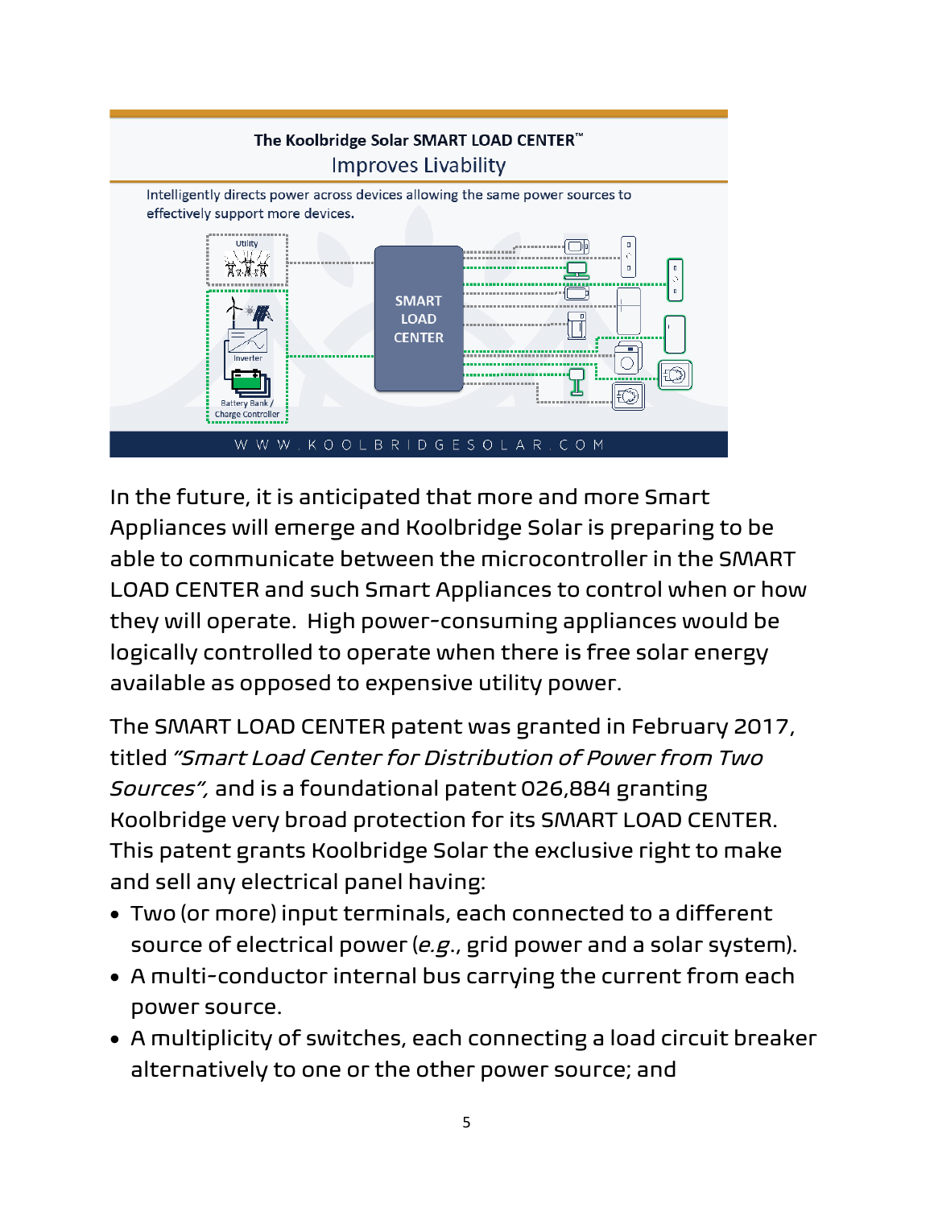In the future, it is anticipated that more and more Smart Appliances will emerge and Koolbridge Solar is preparing to be able to communicate between the microcontroller in the SMART LOAD CENTER and such Smart Appliances to control when or how they will operate. High power-consuming appliances would be logically controlled to operate when there is free solar energy available as opposed to expensive utility power.

The SMART LOAD CENTER patent was granted in February 2017, titled *"Smart Load Center for Distribution of Power from Two Sources",* and is a foundational patent 026,884 granting Koolbridge very broad protection for its SMART LOAD CENTER. This patent grants Koolbridge Solar the exclusive right to make and sell any electrical panel having:

- Two (or more) input terminals, each connected to a different source of electrical power (*e.g.*, grid power and a solar system).
- A multi-conductor internal bus carrying the current from each power source.
- A multiplicity of switches, each connecting a load circuit breaker alternatively to one or the other power source; and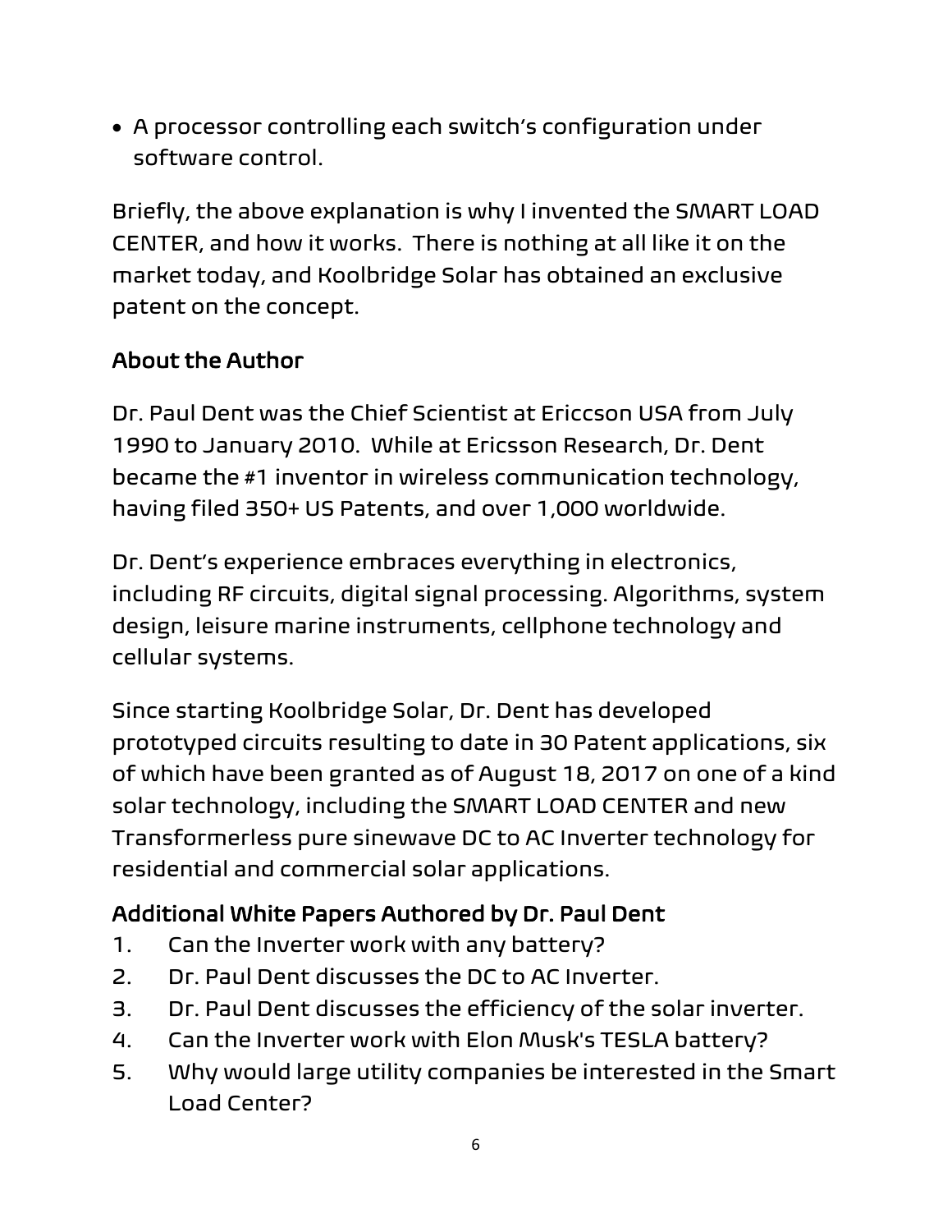- A processor controlling each switch's configuration under software control.

Briefly, the above explanation is why I invented the SMART LOAD CENTER, and how it works. There is nothing at all like it on the market today, and Koolbridge Solar has obtained an exclusive patent on the concept.

## About the Author

Dr. Paul Dent was the Chief Scientist at Ericcson USA from July 1990 to January 2010. While at Ericsson Research, Dr. Dent became the #1 inventor in wireless communication technology, having filed 350+ US Patents, and over 1,000 worldwide.

Dr. Dent's experience embraces everything in electronics, including RF circuits, digital signal processing. Algorithms, system design, leisure marine instruments, cellphone technology and cellular systems.

Since starting Koolbridge Solar, Dr. Dent has developed prototyped circuits resulting to date in 30 Patent applications, six of which have been granted as of August 18, 2017 on one of a kind solar technology, including the SMART LOAD CENTER and new Transformerless pure sinewave DC to AC Inverter technology for residential and commercial solar applications.

## Additional White Papers Authored by Dr. Paul Dent

1. Can the Inverter work with any battery?
2. Dr. Paul Dent discusses the DC to AC Inverter.
3. Dr. Paul Dent discusses the efficiency of the solar inverter.
4. Can the Inverter work with Elon Musk's TESLA battery?
5. Why would large utility companies be interested in the Smart Load Center?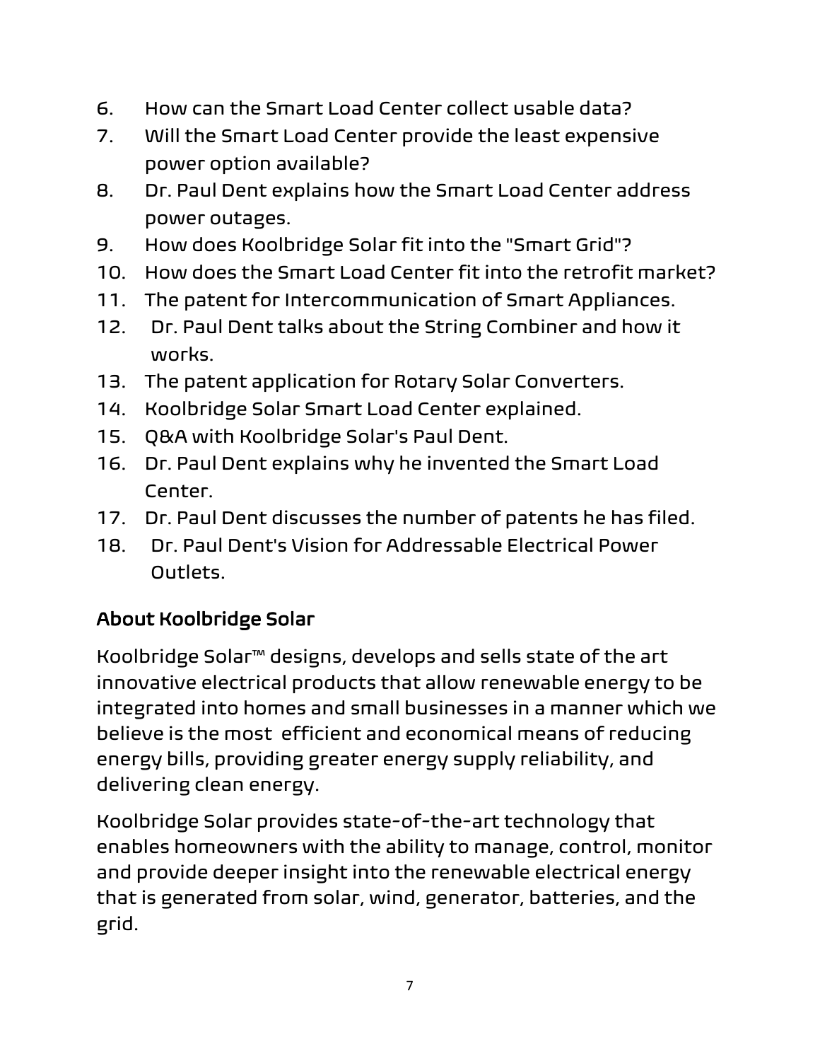6. How can the Smart Load Center collect usable data?
7. Will the Smart Load Center provide the least expensive power option available?
8. Dr. Paul Dent explains how the Smart Load Center address power outages.
9. How does Koolbridge Solar fit into the "Smart Grid"?
10. How does the Smart Load Center fit into the retrofit market?
11. The patent for Intercommunication of Smart Appliances.
12. Dr. Paul Dent talks about the String Combiner and how it works.
13. The patent application for Rotary Solar Converters.
14. Koolbridge Solar Smart Load Center explained.
15. Q&A with Koolbridge Solar's Paul Dent.
16. Dr. Paul Dent explains why he invented the Smart Load Center.
17. Dr. Paul Dent discusses the number of patents he has filed.
18. Dr. Paul Dent's Vision for Addressable Electrical Power Outlets.

## About Koolbridge Solar

Koolbridge Solar™ designs, develops and sells state of the art innovative electrical products that allow renewable energy to be integrated into homes and small businesses in a manner which we believe is the most efficient and economical means of reducing energy bills, providing greater energy supply reliability, and delivering clean energy.

Koolbridge Solar provides state-of-the-art technology that enables homeowners with the ability to manage, control, monitor and provide deeper insight into the renewable electrical energy that is generated from solar, wind, generator, batteries, and the grid.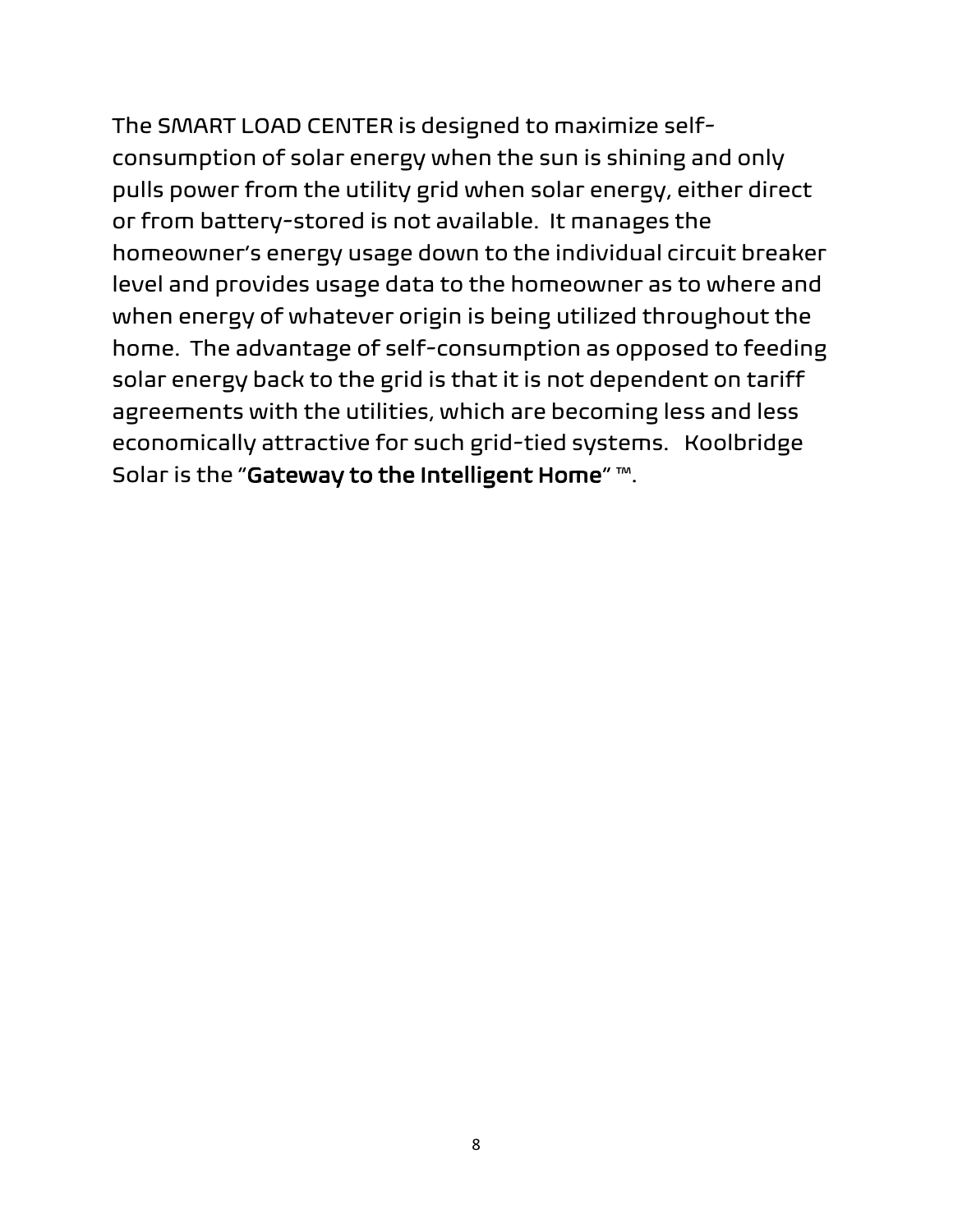The SMART LOAD CENTER is designed to maximize self-consumption of solar energy when the sun is shining and only pulls power from the utility grid when solar energy, either direct or from battery-stored is not available. It manages the homeowner's energy usage down to the individual circuit breaker level and provides usage data to the homeowner as to where and when energy of whatever origin is being utilized throughout the home. The advantage of self-consumption as opposed to feeding solar energy back to the grid is that it is not dependent on tariff agreements with the utilities, which are becoming less and less economically attractive for such grid-tied systems. Koolbridge Solar is the "**Gateway to the Intelligent Home**" ™.